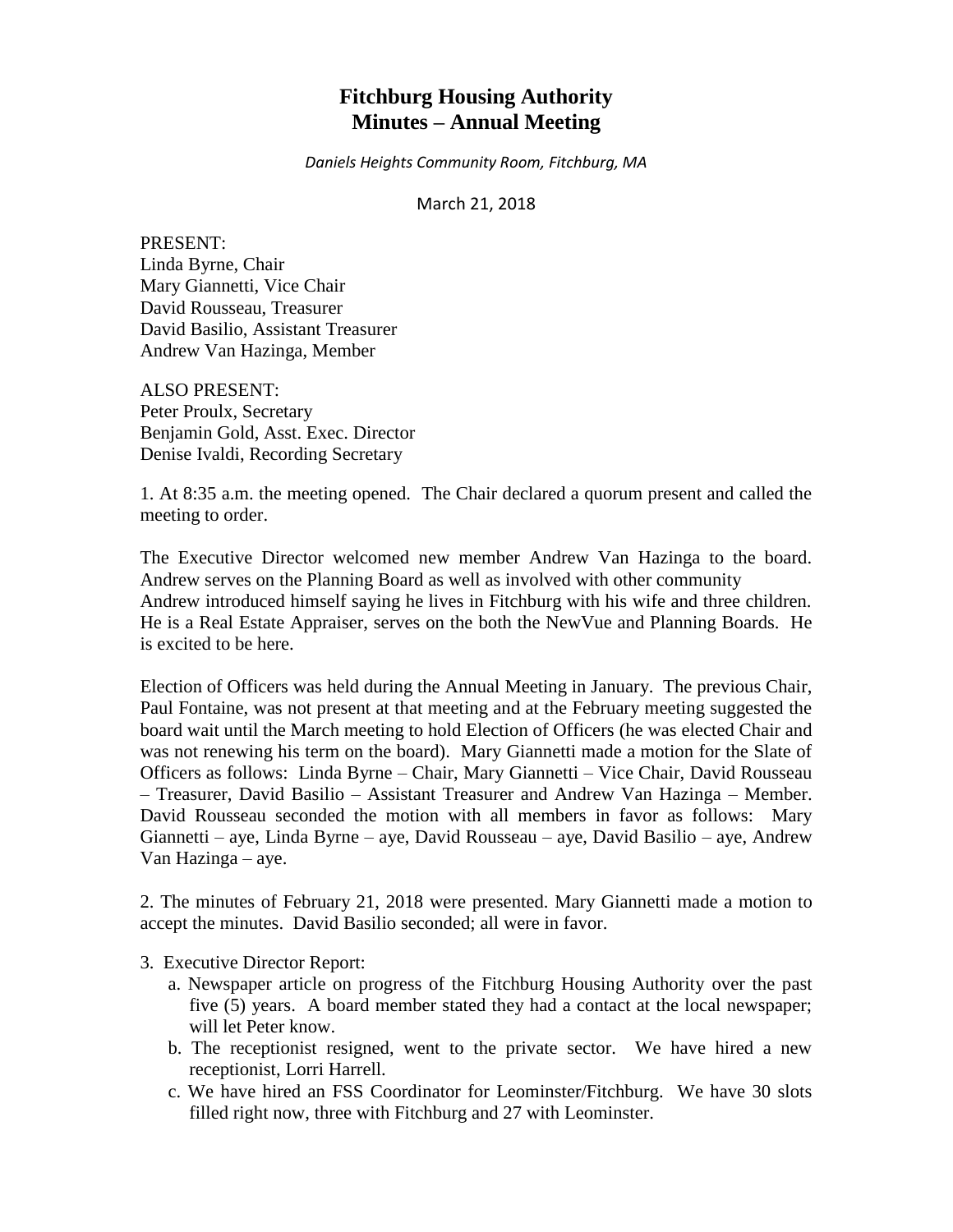# Fitchburg Housing Authority
# Minutes – Annual Meeting

*Daniels Heights Community Room, Fitchburg, MA*

March 21, 2018

PRESENT:
Linda Byrne, Chair
Mary Giannetti, Vice Chair
David Rousseau, Treasurer
David Basilio, Assistant Treasurer
Andrew Van Hazinga, Member

ALSO PRESENT:
Peter Proulx, Secretary
Benjamin Gold, Asst. Exec. Director
Denise Ivaldi, Recording Secretary

1. At 8:35 a.m. the meeting opened. The Chair declared a quorum present and called the meeting to order.

The Executive Director welcomed new member Andrew Van Hazinga to the board. Andrew serves on the Planning Board as well as involved with other community Andrew introduced himself saying he lives in Fitchburg with his wife and three children. He is a Real Estate Appraiser, serves on the both the NewVue and Planning Boards. He is excited to be here.

Election of Officers was held during the Annual Meeting in January. The previous Chair, Paul Fontaine, was not present at that meeting and at the February meeting suggested the board wait until the March meeting to hold Election of Officers (he was elected Chair and was not renewing his term on the board). Mary Giannetti made a motion for the Slate of Officers as follows: Linda Byrne – Chair, Mary Giannetti – Vice Chair, David Rousseau – Treasurer, David Basilio – Assistant Treasurer and Andrew Van Hazinga – Member. David Rousseau seconded the motion with all members in favor as follows: Mary Giannetti – aye, Linda Byrne – aye, David Rousseau – aye, David Basilio – aye, Andrew Van Hazinga – aye.

2. The minutes of February 21, 2018 were presented. Mary Giannetti made a motion to accept the minutes. David Basilio seconded; all were in favor.

3. Executive Director Report:
   a. Newspaper article on progress of the Fitchburg Housing Authority over the past five (5) years. A board member stated they had a contact at the local newspaper; will let Peter know.
   b. The receptionist resigned, went to the private sector. We have hired a new receptionist, Lorri Harrell.
   c. We have hired an FSS Coordinator for Leominster/Fitchburg. We have 30 slots filled right now, three with Fitchburg and 27 with Leominster.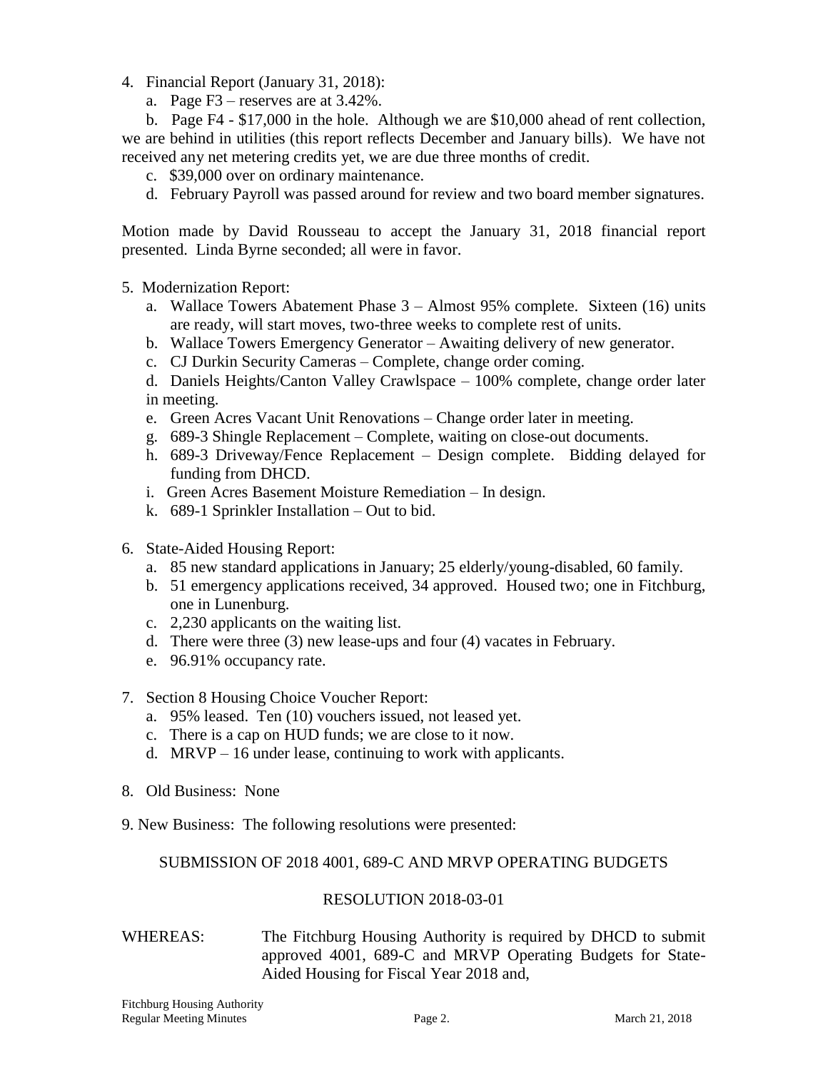4. Financial Report (January 31, 2018):
   a. Page F3 – reserves are at 3.42%.
   b. Page F4 - $17,000 in the hole. Although we are $10,000 ahead of rent collection, we are behind in utilities (this report reflects December and January bills). We have not received any net metering credits yet, we are due three months of credit.
   c. $39,000 over on ordinary maintenance.
   d. February Payroll was passed around for review and two board member signatures.

Motion made by David Rousseau to accept the January 31, 2018 financial report presented. Linda Byrne seconded; all were in favor.

5. Modernization Report:
   a. Wallace Towers Abatement Phase 3 – Almost 95% complete. Sixteen (16) units are ready, will start moves, two-three weeks to complete rest of units.
   b. Wallace Towers Emergency Generator – Awaiting delivery of new generator.
   c. CJ Durkin Security Cameras – Complete, change order coming.
   d. Daniels Heights/Canton Valley Crawlspace – 100% complete, change order later in meeting.
   e. Green Acres Vacant Unit Renovations – Change order later in meeting.
   g. 689-3 Shingle Replacement – Complete, waiting on close-out documents.
   h. 689-3 Driveway/Fence Replacement – Design complete. Bidding delayed for funding from DHCD.
   i. Green Acres Basement Moisture Remediation – In design.
   k. 689-1 Sprinkler Installation – Out to bid.

6. State-Aided Housing Report:
   a. 85 new standard applications in January; 25 elderly/young-disabled, 60 family.
   b. 51 emergency applications received, 34 approved. Housed two; one in Fitchburg, one in Lunenburg.
   c. 2,230 applicants on the waiting list.
   d. There were three (3) new lease-ups and four (4) vacates in February.
   e. 96.91% occupancy rate.

7. Section 8 Housing Choice Voucher Report:
   a. 95% leased. Ten (10) vouchers issued, not leased yet.
   c. There is a cap on HUD funds; we are close to it now.
   d. MRVP – 16 under lease, continuing to work with applicants.

8. Old Business: None

9. New Business: The following resolutions were presented:

SUBMISSION OF 2018 4001, 689-C AND MRVP OPERATING BUDGETS

RESOLUTION 2018-03-01

WHEREAS: The Fitchburg Housing Authority is required by DHCD to submit approved 4001, 689-C and MRVP Operating Budgets for State-Aided Housing for Fiscal Year 2018 and,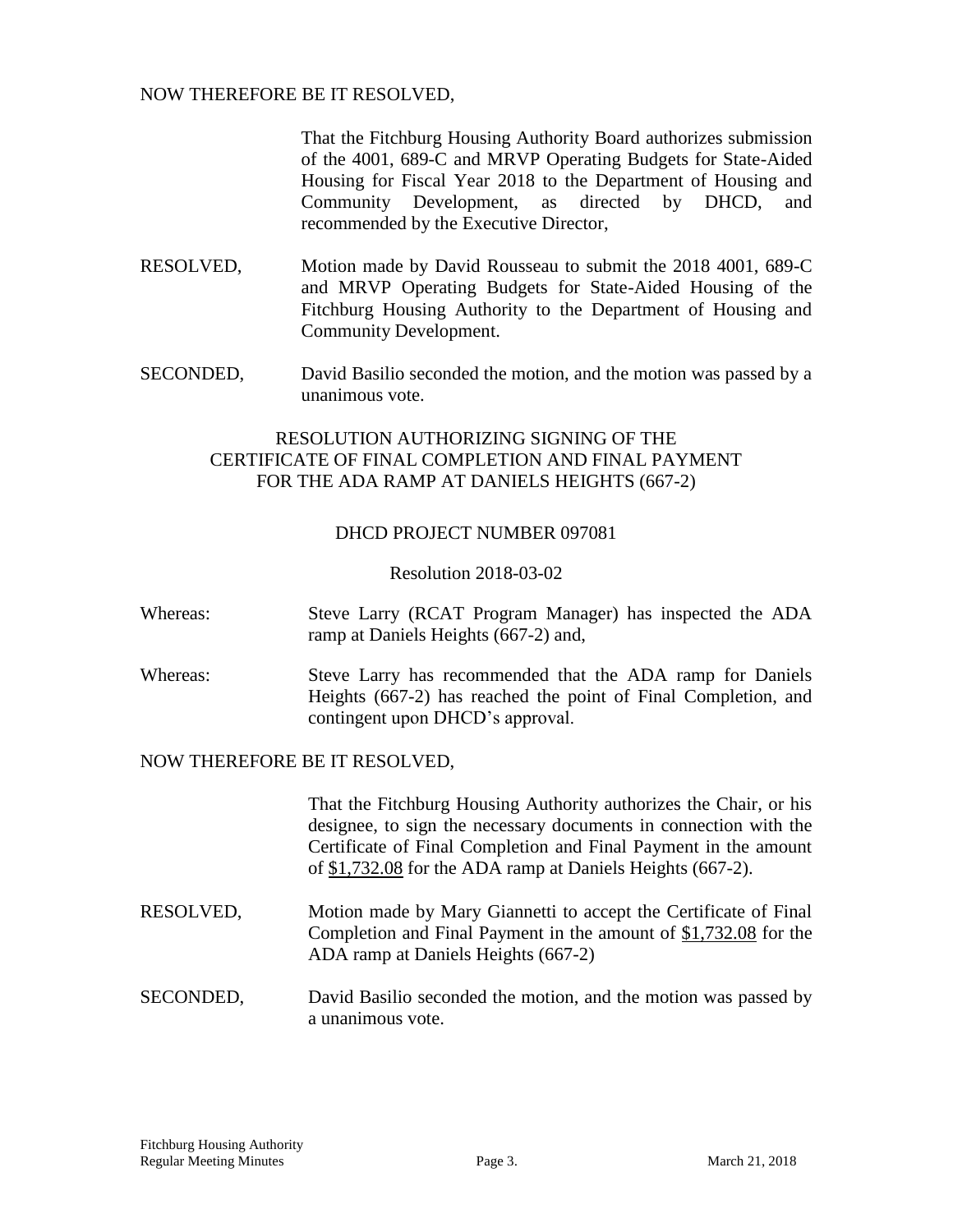NOW THEREFORE BE IT RESOLVED,

That the Fitchburg Housing Authority Board authorizes submission of the 4001, 689-C and MRVP Operating Budgets for State-Aided Housing for Fiscal Year 2018 to the Department of Housing and Community Development, as directed by DHCD, and recommended by the Executive Director,

RESOLVED, Motion made by David Rousseau to submit the 2018 4001, 689-C and MRVP Operating Budgets for State-Aided Housing of the Fitchburg Housing Authority to the Department of Housing and Community Development.

SECONDED, David Basilio seconded the motion, and the motion was passed by a unanimous vote.

## RESOLUTION AUTHORIZING SIGNING OF THE CERTIFICATE OF FINAL COMPLETION AND FINAL PAYMENT FOR THE ADA RAMP AT DANIELS HEIGHTS (667-2)

### DHCD PROJECT NUMBER 097081

Resolution 2018-03-02

Whereas: Steve Larry (RCAT Program Manager) has inspected the ADA ramp at Daniels Heights (667-2) and,

Whereas: Steve Larry has recommended that the ADA ramp for Daniels Heights (667-2) has reached the point of Final Completion, and contingent upon DHCD's approval.

NOW THEREFORE BE IT RESOLVED,

That the Fitchburg Housing Authority authorizes the Chair, or his designee, to sign the necessary documents in connection with the Certificate of Final Completion and Final Payment in the amount of $1,732.08 for the ADA ramp at Daniels Heights (667-2).

RESOLVED, Motion made by Mary Giannetti to accept the Certificate of Final Completion and Final Payment in the amount of $1,732.08 for the ADA ramp at Daniels Heights (667-2)

SECONDED, David Basilio seconded the motion, and the motion was passed by a unanimous vote.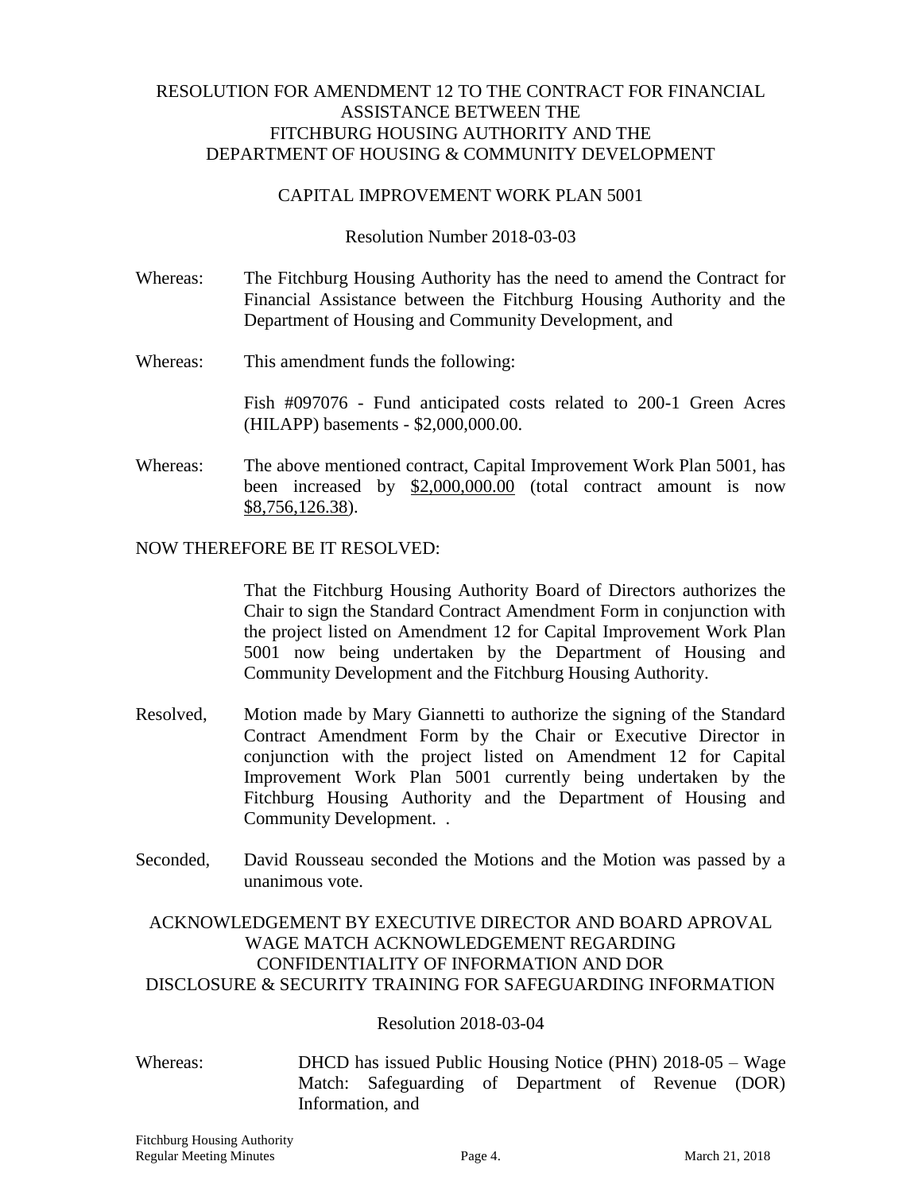RESOLUTION FOR AMENDMENT 12 TO THE CONTRACT FOR FINANCIAL ASSISTANCE BETWEEN THE FITCHBURG HOUSING AUTHORITY AND THE DEPARTMENT OF HOUSING & COMMUNITY DEVELOPMENT

CAPITAL IMPROVEMENT WORK PLAN 5001

Resolution Number 2018-03-03

Whereas: The Fitchburg Housing Authority has the need to amend the Contract for Financial Assistance between the Fitchburg Housing Authority and the Department of Housing and Community Development, and

Whereas: This amendment funds the following:

Fish #097076 - Fund anticipated costs related to 200-1 Green Acres (HILAPP) basements - $2,000,000.00.

Whereas: The above mentioned contract, Capital Improvement Work Plan 5001, has been increased by <u>$2,000,000.00</u> (total contract amount is now <u>$8,756,126.38</u>).

NOW THEREFORE BE IT RESOLVED:

That the Fitchburg Housing Authority Board of Directors authorizes the Chair to sign the Standard Contract Amendment Form in conjunction with the project listed on Amendment 12 for Capital Improvement Work Plan 5001 now being undertaken by the Department of Housing and Community Development and the Fitchburg Housing Authority.

Resolved, Motion made by Mary Giannetti to authorize the signing of the Standard Contract Amendment Form by the Chair or Executive Director in conjunction with the project listed on Amendment 12 for Capital Improvement Work Plan 5001 currently being undertaken by the Fitchburg Housing Authority and the Department of Housing and Community Development. .

Seconded, David Rousseau seconded the Motions and the Motion was passed by a unanimous vote.

ACKNOWLEDGEMENT BY EXECUTIVE DIRECTOR AND BOARD APROVAL WAGE MATCH ACKNOWLEDGEMENT REGARDING CONFIDENTIALITY OF INFORMATION AND DOR DISCLOSURE & SECURITY TRAINING FOR SAFEGUARDING INFORMATION

Resolution 2018-03-04

Whereas: DHCD has issued Public Housing Notice (PHN) 2018-05 – Wage Match: Safeguarding of Department of Revenue (DOR) Information, and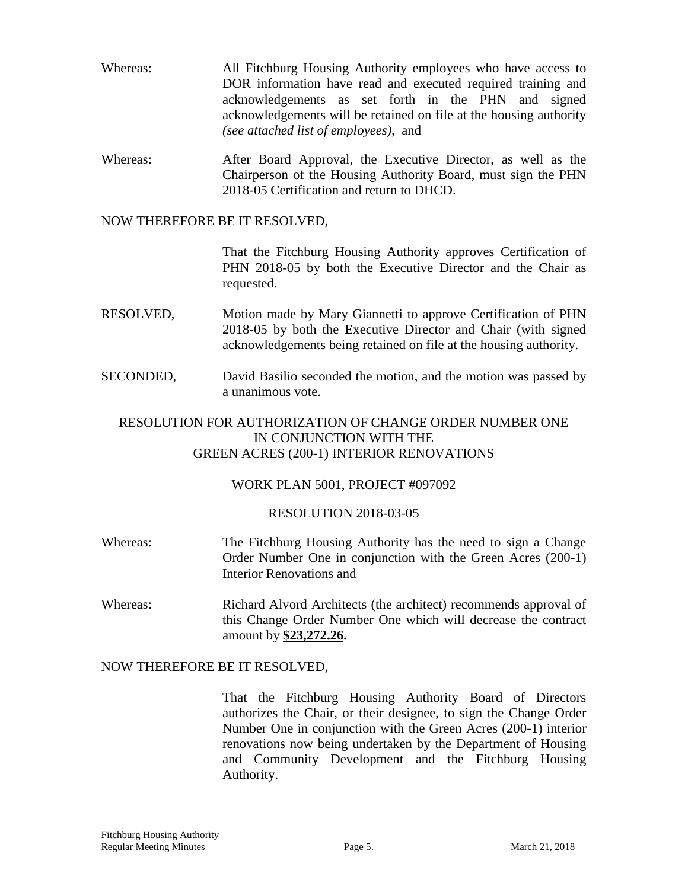Whereas: All Fitchburg Housing Authority employees who have access to DOR information have read and executed required training and acknowledgements as set forth in the PHN and signed acknowledgements will be retained on file at the housing authority *(see attached list of employees),* and

Whereas: After Board Approval, the Executive Director, as well as the Chairperson of the Housing Authority Board, must sign the PHN 2018-05 Certification and return to DHCD.

NOW THEREFORE BE IT RESOLVED,

That the Fitchburg Housing Authority approves Certification of PHN 2018-05 by both the Executive Director and the Chair as requested.

RESOLVED, Motion made by Mary Giannetti to approve Certification of PHN 2018-05 by both the Executive Director and Chair (with signed acknowledgements being retained on file at the housing authority.

SECONDED, David Basilio seconded the motion, and the motion was passed by a unanimous vote.

RESOLUTION FOR AUTHORIZATION OF CHANGE ORDER NUMBER ONE IN CONJUNCTION WITH THE GREEN ACRES (200-1) INTERIOR RENOVATIONS

WORK PLAN 5001, PROJECT #097092

RESOLUTION 2018-03-05

Whereas: The Fitchburg Housing Authority has the need to sign a Change Order Number One in conjunction with the Green Acres (200-1) Interior Renovations and

Whereas: Richard Alvord Architects (the architect) recommends approval of this Change Order Number One which will decrease the contract amount by **$23,272.26.**

NOW THEREFORE BE IT RESOLVED,

That the Fitchburg Housing Authority Board of Directors authorizes the Chair, or their designee, to sign the Change Order Number One in conjunction with the Green Acres (200-1) interior renovations now being undertaken by the Department of Housing and Community Development and the Fitchburg Housing Authority.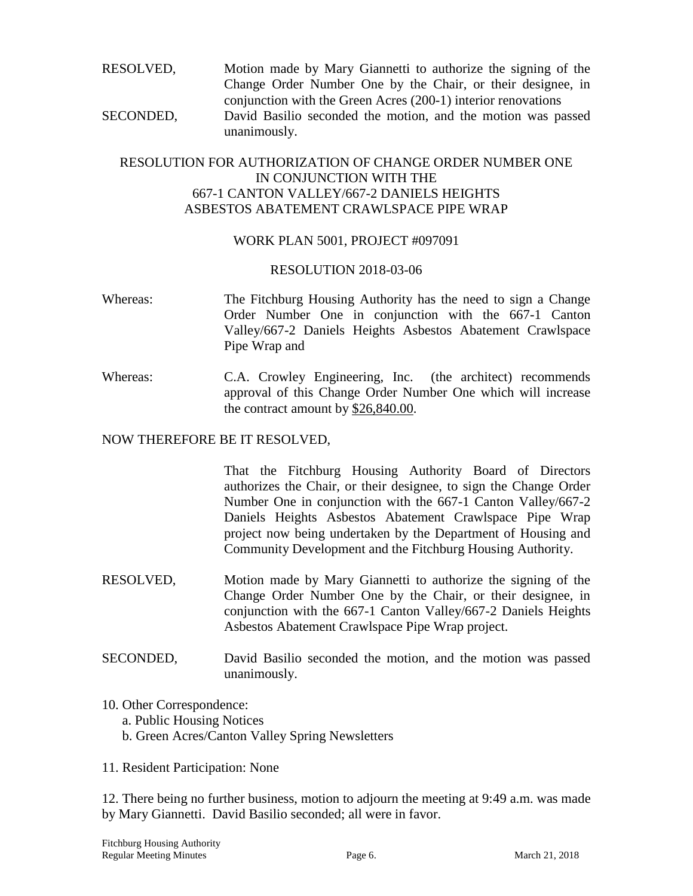RESOLVED, Motion made by Mary Giannetti to authorize the signing of the Change Order Number One by the Chair, or their designee, in conjunction with the Green Acres (200-1) interior renovations

SECONDED, David Basilio seconded the motion, and the motion was passed unanimously.

RESOLUTION FOR AUTHORIZATION OF CHANGE ORDER NUMBER ONE IN CONJUNCTION WITH THE 667-1 CANTON VALLEY/667-2 DANIELS HEIGHTS ASBESTOS ABATEMENT CRAWLSPACE PIPE WRAP

WORK PLAN 5001, PROJECT #097091

RESOLUTION 2018-03-06

Whereas: The Fitchburg Housing Authority has the need to sign a Change Order Number One in conjunction with the 667-1 Canton Valley/667-2 Daniels Heights Asbestos Abatement Crawlspace Pipe Wrap and

Whereas: C.A. Crowley Engineering, Inc. (the architect) recommends approval of this Change Order Number One which will increase the contract amount by $26,840.00.

NOW THEREFORE BE IT RESOLVED,

That the Fitchburg Housing Authority Board of Directors authorizes the Chair, or their designee, to sign the Change Order Number One in conjunction with the 667-1 Canton Valley/667-2 Daniels Heights Asbestos Abatement Crawlspace Pipe Wrap project now being undertaken by the Department of Housing and Community Development and the Fitchburg Housing Authority.

RESOLVED, Motion made by Mary Giannetti to authorize the signing of the Change Order Number One by the Chair, or their designee, in conjunction with the 667-1 Canton Valley/667-2 Daniels Heights Asbestos Abatement Crawlspace Pipe Wrap project.

SECONDED, David Basilio seconded the motion, and the motion was passed unanimously.

10. Other Correspondence:
   a. Public Housing Notices
   b. Green Acres/Canton Valley Spring Newsletters

11. Resident Participation: None

12. There being no further business, motion to adjourn the meeting at 9:49 a.m. was made by Mary Giannetti. David Basilio seconded; all were in favor.